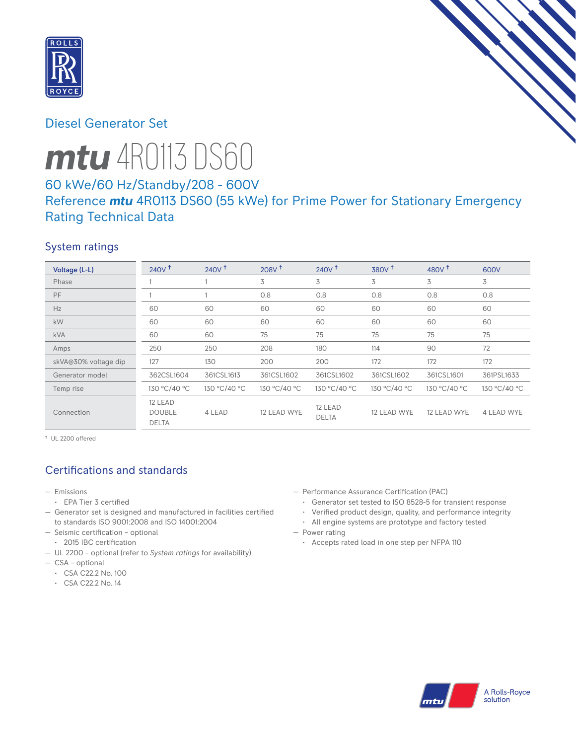# Diesel Generator Set

# *mtu* 4R0113 DS60

## 60 kWe/60 Hz/Standby/208 - 600V
## Reference *mtu* 4R0113 DS60 (55 kWe) for Prime Power for Stationary Emergency Rating Technical Data

### System ratings

| Voltage (L-L) | 240V † | 240V † | 208V † | 240V † | 380V † | 480V † | 600V |
|---|---|---|---|---|---|---|---|
| Phase | 1 | 1 | 3 | 3 | 3 | 3 | 3 |
| PF | 1 | 1 | 0.8 | 0.8 | 0.8 | 0.8 | 0.8 |
| Hz | 60 | 60 | 60 | 60 | 60 | 60 | 60 |
| kW | 60 | 60 | 60 | 60 | 60 | 60 | 60 |
| kVA | 60 | 60 | 75 | 75 | 75 | 75 | 75 |
| Amps | 250 | 250 | 208 | 180 | 114 | 90 | 72 |
| skVA@30% voltage dip | 127 | 130 | 200 | 200 | 172 | 172 | 172 |
| Generator model | 362CSL1604 | 361CSL1613 | 361CSL1602 | 361CSL1602 | 361CSL1602 | 361CSL1601 | 361PSL1633 |
| Temp rise | 130 °C/40 °C | 130 °C/40 °C | 130 °C/40 °C | 130 °C/40 °C | 130 °C/40 °C | 130 °C/40 °C | 130 °C/40 °C |
| Connection | 12 LEAD DOUBLE DELTA | 4 LEAD | 12 LEAD WYE | 12 LEAD DELTA | 12 LEAD WYE | 12 LEAD WYE | 4 LEAD WYE |

† UL 2200 offered

### Certifications and standards

- Emissions
  - EPA Tier 3 certified
- Generator set is designed and manufactured in facilities certified to standards ISO 9001:2008 and ISO 14001:2004
- Seismic certification – optional
  - 2015 IBC certification
- UL 2200 – optional (refer to *System ratings* for availability)
- CSA – optional
  - CSA C22.2 No. 100
  - CSA C22.2 No. 14
- Performance Assurance Certification (PAC)
  - Generator set tested to ISO 8528-5 for transient response
  - Verified product design, quality, and performance integrity
  - All engine systems are prototype and factory tested
- Power rating
  - Accepts rated load in one step per NFPA 110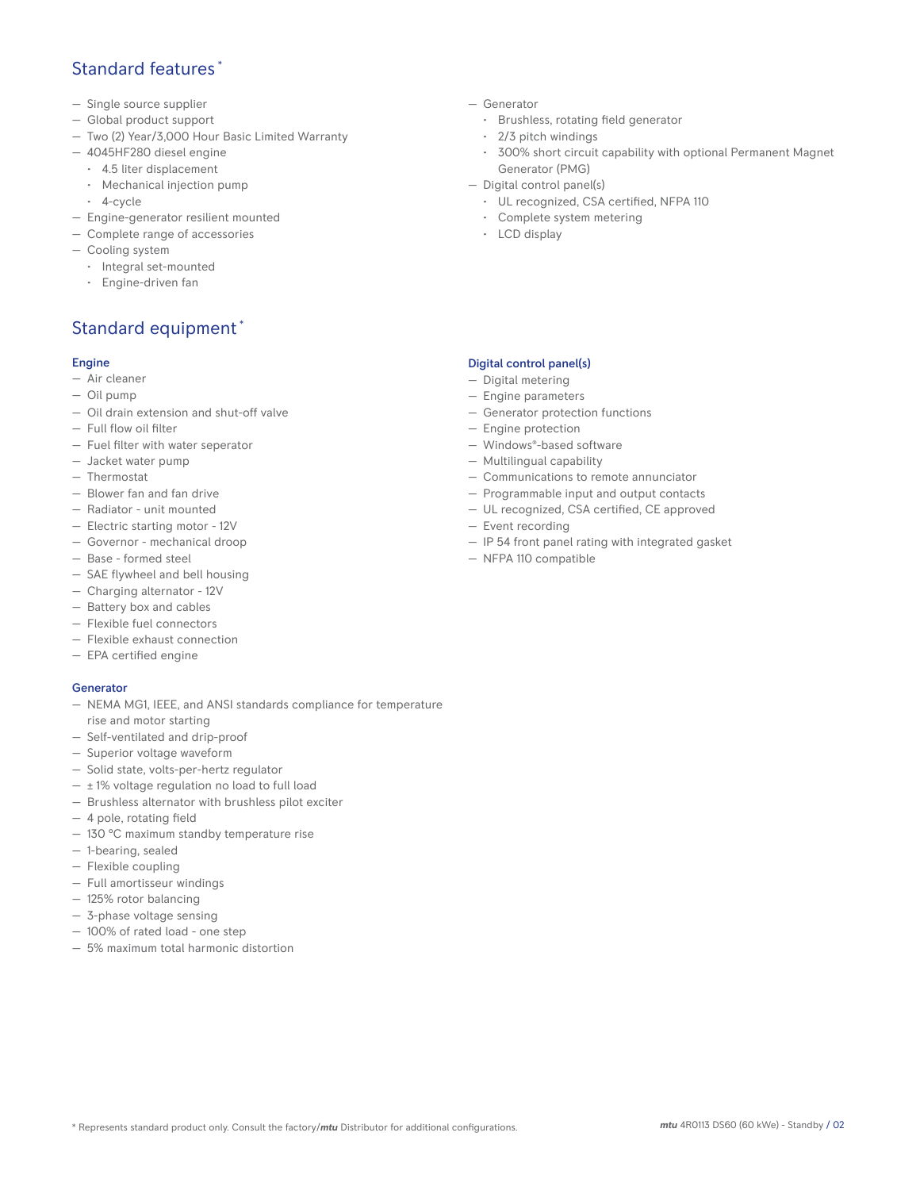## Standard features*

- Single source supplier
- Global product support
- Two (2) Year/3,000 Hour Basic Limited Warranty
- 4045HF280 diesel engine
  - 4.5 liter displacement
  - Mechanical injection pump
  - 4-cycle
- Engine-generator resilient mounted
- Complete range of accessories
- Cooling system
  - Integral set-mounted
  - Engine-driven fan
- Generator
  - Brushless, rotating field generator
  - 2/3 pitch windings
  - 300% short circuit capability with optional Permanent Magnet Generator (PMG)
- Digital control panel(s)
  - UL recognized, CSA certified, NFPA 110
  - Complete system metering
  - LCD display

## Standard equipment*

### Engine

- Air cleaner
- Oil pump
- Oil drain extension and shut-off valve
- Full flow oil filter
- Fuel filter with water seperator
- Jacket water pump
- Thermostat
- Blower fan and fan drive
- Radiator - unit mounted
- Electric starting motor - 12V
- Governor - mechanical droop
- Base - formed steel
- SAE flywheel and bell housing
- Charging alternator - 12V
- Battery box and cables
- Flexible fuel connectors
- Flexible exhaust connection
- EPA certified engine

### Generator

- NEMA MG1, IEEE, and ANSI standards compliance for temperature rise and motor starting
- Self-ventilated and drip-proof
- Superior voltage waveform
- Solid state, volts-per-hertz regulator
- ± 1% voltage regulation no load to full load
- Brushless alternator with brushless pilot exciter
- 4 pole, rotating field
- 130 °C maximum standby temperature rise
- 1-bearing, sealed
- Flexible coupling
- Full amortisseur windings
- 125% rotor balancing
- 3-phase voltage sensing
- 100% of rated load - one step
- 5% maximum total harmonic distortion

### Digital control panel(s)

- Digital metering
- Engine parameters
- Generator protection functions
- Engine protection
- Windows®-based software
- Multilingual capability
- Communications to remote annunciator
- Programmable input and output contacts
- UL recognized, CSA certified, CE approved
- Event recording
- IP 54 front panel rating with integrated gasket
- NFPA 110 compatible

* Represents standard product only. Consult the factory/*mtu* Distributor for additional configurations.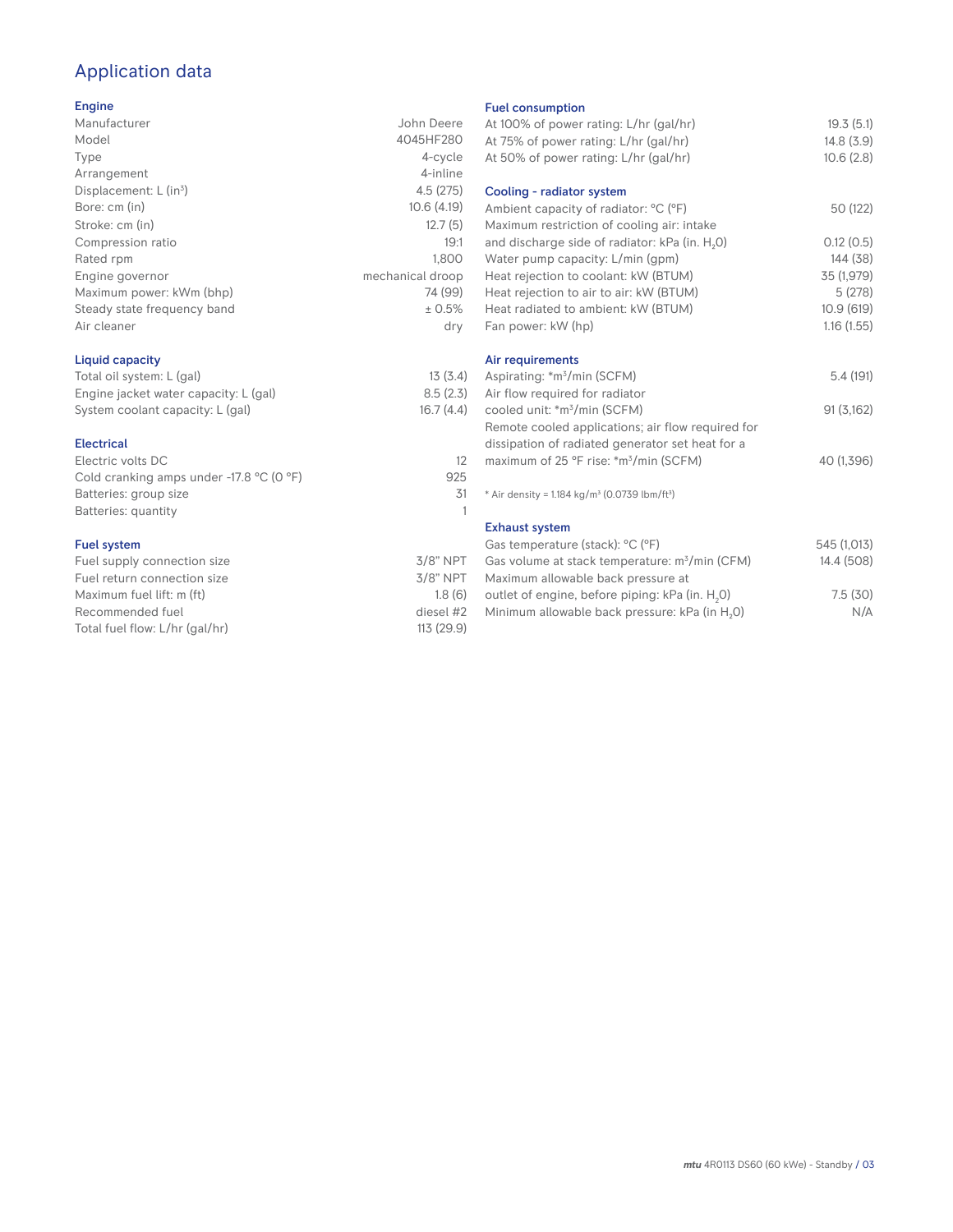## Application data

### Engine

| | |
|---|---|
| Manufacturer | John Deere |
| Model | 4045HF280 |
| Type | 4-cycle |
| Arrangement | 4-inline |
| Displacement: L ($in^3$) | 4.5 (275) |
| Bore: cm (in) | 10.6 (4.19) |
| Stroke: cm (in) | 12.7 (5) |
| Compression ratio | 19:1 |
| Rated rpm | 1,800 |
| Engine governor | mechanical droop |
| Maximum power: kWm (bhp) | 74 (99) |
| Steady state frequency band | ± 0.5% |
| Air cleaner | dry |

### Liquid capacity

| | |
|---|---|
| Total oil system: L (gal) | 13 (3.4) |
| Engine jacket water capacity: L (gal) | 8.5 (2.3) |
| System coolant capacity: L (gal) | 16.7 (4.4) |

### Electrical

| | |
|---|---|
| Electric volts DC | 12 |
| Cold cranking amps under -17.8 °C (0 °F) | 925 |
| Batteries: group size | 31 |
| Batteries: quantity | 1 |

### Fuel system

| | |
|---|---|
| Fuel supply connection size | 3/8" NPT |
| Fuel return connection size | 3/8" NPT |
| Maximum fuel lift: m (ft) | 1.8 (6) |
| Recommended fuel | diesel #2 |
| Total fuel flow: L/hr (gal/hr) | 113 (29.9) |

### Fuel consumption

| | |
|---|---|
| At 100% of power rating: L/hr (gal/hr) | 19.3 (5.1) |
| At 75% of power rating: L/hr (gal/hr) | 14.8 (3.9) |
| At 50% of power rating: L/hr (gal/hr) | 10.6 (2.8) |

### Cooling - radiator system

| | |
|---|---|
| Ambient capacity of radiator: °C (°F) | 50 (122) |
| Maximum restriction of cooling air: intake and discharge side of radiator: kPa (in. $H_2O$) | 0.12 (0.5) |
| Water pump capacity: L/min (gpm) | 144 (38) |
| Heat rejection to coolant: kW (BTUM) | 35 (1,979) |
| Heat rejection to air to air: kW (BTUM) | 5 (278) |
| Heat radiated to ambient: kW (BTUM) | 10.9 (619) |
| Fan power: kW (hp) | 1.16 (1.55) |

### Air requirements

| | |
|---|---|
| Aspirating: *$m^3$/min (SCFM) | 5.4 (191) |
| Air flow required for radiator cooled unit: *$m^3$/min (SCFM) | 91 (3,162) |
| Remote cooled applications; air flow required for dissipation of radiated generator set heat for a maximum of 25 °F rise: *$m^3$/min (SCFM) | 40 (1,396) |

* Air density = 1.184 kg/$m^3$ (0.0739 lbm/$ft^3$)

### Exhaust system

| | |
|---|---|
| Gas temperature (stack): °C (°F) | 545 (1,013) |
| Gas volume at stack temperature: $m^3$/min (CFM) | 14.4 (508) |
| Maximum allowable back pressure at outlet of engine, before piping: kPa (in. $H_2O$) | 7.5 (30) |
| Minimum allowable back pressure: kPa (in $H_2O$) | N/A |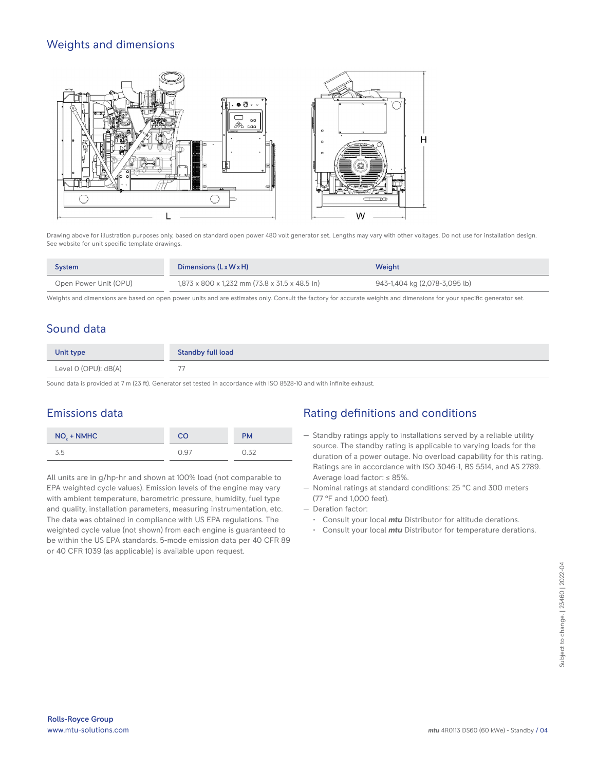## Weights and dimensions

L

W

H

Drawing above for illustration purposes only, based on standard open power 480 volt generator set. Lengths may vary with other voltages. Do not use for installation design. See website for unit specific template drawings.

| System | Dimensions (L x W x H) | Weight |
|---|---|---|
| Open Power Unit (OPU) | 1,873 x 800 x 1,232 mm (73.8 x 31.5 x 48.5 in) | 943-1,404 kg (2,078-3,095 lb) |

Weights and dimensions are based on open power units and are estimates only. Consult the factory for accurate weights and dimensions for your specific generator set.

## Sound data

| Unit type | Standby full load |
|---|---|
| Level 0 (OPU): dB(A) | 77 |

Sound data is provided at 7 m (23 ft). Generator set tested in accordance with ISO 8528-10 and with infinite exhaust.

## Emissions data

| $NO_x$ + NMHC | CO | PM |
|---|---|---|
| 3.5 | 0.97 | 0.32 |

All units are in g/hp-hr and shown at 100% load (not comparable to EPA weighted cycle values). Emission levels of the engine may vary with ambient temperature, barometric pressure, humidity, fuel type and quality, installation parameters, measuring instrumentation, etc. The data was obtained in compliance with US EPA regulations. The weighted cycle value (not shown) from each engine is guaranteed to be within the US EPA standards. 5-mode emission data per 40 CFR 89 or 40 CFR 1039 (as applicable) is available upon request.

## Rating definitions and conditions

- Standby ratings apply to installations served by a reliable utility source. The standby rating is applicable to varying loads for the duration of a power outage. No overload capability for this rating. Ratings are in accordance with ISO 3046-1, BS 5514, and AS 2789. Average load factor: ≤ 85%.
- Nominal ratings at standard conditions: 25 °C and 300 meters (77 °F and 1,000 feet).
- Deration factor:
  - Consult your local ***mtu*** Distributor for altitude derations.
  - Consult your local ***mtu*** Distributor for temperature derations.

Subject to change. | 23460 | 2022-04

Rolls-Royce Group
www.mtu-solutions.com